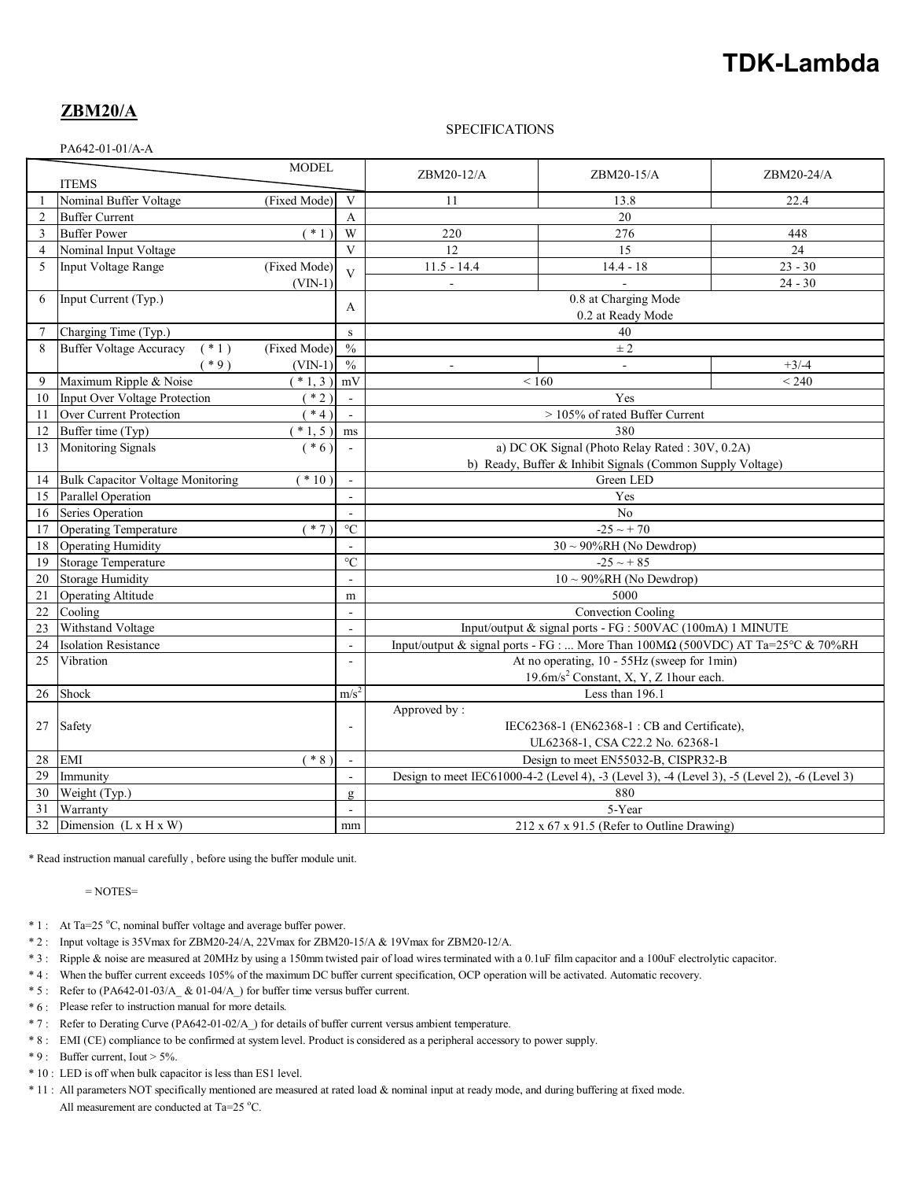# TDK-Lambda

## ZBM20/A

SPECIFICATIONS

PA642-01-01/A-A

| No. | ITEMS | | Unit | ZBM20-12/A | ZBM20-15/A | ZBM20-24/A |
|---|---|---|---|---|---|---|
| 1 | Nominal Buffer Voltage | (Fixed Mode) | V | 11 | 13.8 | 22.4 |
| 2 | Buffer Current | | A | 20 | | |
| 3 | Buffer Power | ( * 1 ) | W | 220 | 276 | 448 |
| 4 | Nominal Input Voltage | | V | 12 | 15 | 24 |
| 5 | Input Voltage Range | (Fixed Mode) | V | 11.5 - 14.4 | 14.4 - 18 | 23 - 30 |
| | | (VIN-1) | | - | - | 24 - 30 |
| 6 | Input Current (Typ.) | | A | 0.8 at Charging Mode<br>0.2 at Ready Mode | | |
| 7 | Charging Time (Typ.) | | s | 40 | | |
| 8 | Buffer Voltage Accuracy ( * 1 ) | (Fixed Mode) | % | ± 2 | | |
| | ( * 9 ) | (VIN-1) | % | - | - | +3/-4 |
| 9 | Maximum Ripple & Noise | ( * 1, 3 ) | mV | < 160 | | < 240 |
| 10 | Input Over Voltage Protection | ( * 2 ) | - | Yes | | |
| 11 | Over Current Protection | ( * 4 ) | - | > 105% of rated Buffer Current | | |
| 12 | Buffer time (Typ) | ( * 1, 5 ) | ms | 380 | | |
| 13 | Monitoring Signals | ( * 6 ) | - | a) DC OK Signal (Photo Relay Rated : 30V, 0.2A)<br>b) Ready, Buffer & Inhibit Signals (Common Supply Voltage) | | |
| 14 | Bulk Capacitor Voltage Monitoring | ( * 10 ) | - | Green LED | | |
| 15 | Parallel Operation | | - | Yes | | |
| 16 | Series Operation | | - | No | | |
| 17 | Operating Temperature | ( * 7 ) | °C | -25 ~ + 70 | | |
| 18 | Operating Humidity | | - | 30 ~ 90%RH (No Dewdrop) | | |
| 19 | Storage Temperature | | °C | -25 ~ + 85 | | |
| 20 | Storage Humidity | | - | 10 ~ 90%RH (No Dewdrop) | | |
| 21 | Operating Altitude | | m | 5000 | | |
| 22 | Cooling | | - | Convection Cooling | | |
| 23 | Withstand Voltage | | - | Input/output & signal ports - FG : 500VAC (100mA) 1 MINUTE | | |
| 24 | Isolation Resistance | | - | Input/output & signal ports - FG : ... More Than 100MΩ (500VDC) AT Ta=25°C & 70%RH | | |
| 25 | Vibration | | - | At no operating, 10 - 55Hz (sweep for 1min)<br>19.6m/s² Constant, X, Y, Z 1hour each. | | |
| 26 | Shock | | m/s² | Less than 196.1 | | |
| 27 | Safety | | - | Approved by :<br>IEC62368-1 (EN62368-1 : CB and Certificate),<br>UL62368-1, CSA C22.2 No. 62368-1 | | |
| 28 | EMI | ( * 8 ) | - | Design to meet EN55032-B, CISPR32-B | | |
| 29 | Immunity | | - | Design to meet IEC61000-4-2 (Level 4), -3 (Level 3), -4 (Level 3), -5 (Level 2), -6 (Level 3) | | |
| 30 | Weight (Typ.) | | g | 880 | | |
| 31 | Warranty | | - | 5-Year | | |
| 32 | Dimension (L x H x W) | | mm | 212 x 67 x 91.5 (Refer to Outline Drawing) | | |

* Read instruction manual carefully , before using the buffer module unit.

= NOTES=

- * 1 : At Ta=25 °C, nominal buffer voltage and average buffer power.
- * 2 : Input voltage is 35Vmax for ZBM20-24/A, 22Vmax for ZBM20-15/A & 19Vmax for ZBM20-12/A.
- * 3 : Ripple & noise are measured at 20MHz by using a 150mm twisted pair of load wires terminated with a 0.1uF film capacitor and a 100uF electrolytic capacitor.
- * 4 : When the buffer current exceeds 105% of the maximum DC buffer current specification, OCP operation will be activated. Automatic recovery.
- * 5 : Refer to (PA642-01-03/A_ & 01-04/A_) for buffer time versus buffer current.
- * 6 : Please refer to instruction manual for more details.
- * 7 : Refer to Derating Curve (PA642-01-02/A_) for details of buffer current versus ambient temperature.
- * 8 : EMI (CE) compliance to be confirmed at system level. Product is considered as a peripheral accessory to power supply.
- * 9 : Buffer current, Iout > 5%.
- * 10 : LED is off when bulk capacitor is less than ES1 level.
- * 11 : All parameters NOT specifically mentioned are measured at rated load & nominal input at ready mode, and during buffering at fixed mode. All measurement are conducted at Ta=25 °C.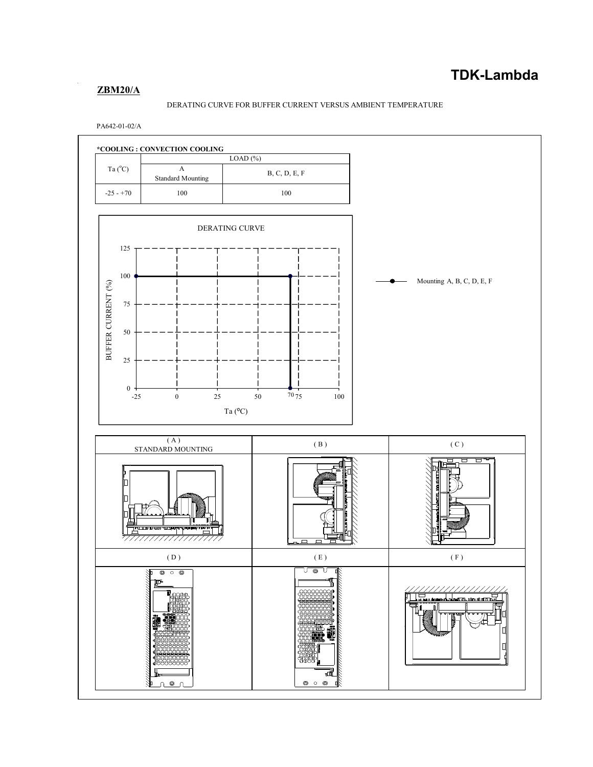TDK-Lambda

**ZBM20/A**

DERATING CURVE FOR BUFFER CURRENT VERSUS AMBIENT TEMPERATURE

PA642-01-02/A

***COOLING : CONVECTION COOLING**

| Ta (°C) | LOAD (%) | |
|---|---|---|
| | A Standard Mounting | B, C, D, E, F |
| -25 - +70 | 100 | 100 |

DERATING CURVE

BUFFER CURRENT (%)

125
100
75
50
25
0

-25 0 25 50 70 75 100

Ta (°C)

Mounting A, B, C, D, E, F

| ( A ) STANDARD MOUNTING | ( B ) | ( C ) |
|---|---|---|
| ( D ) | ( E ) | ( F ) |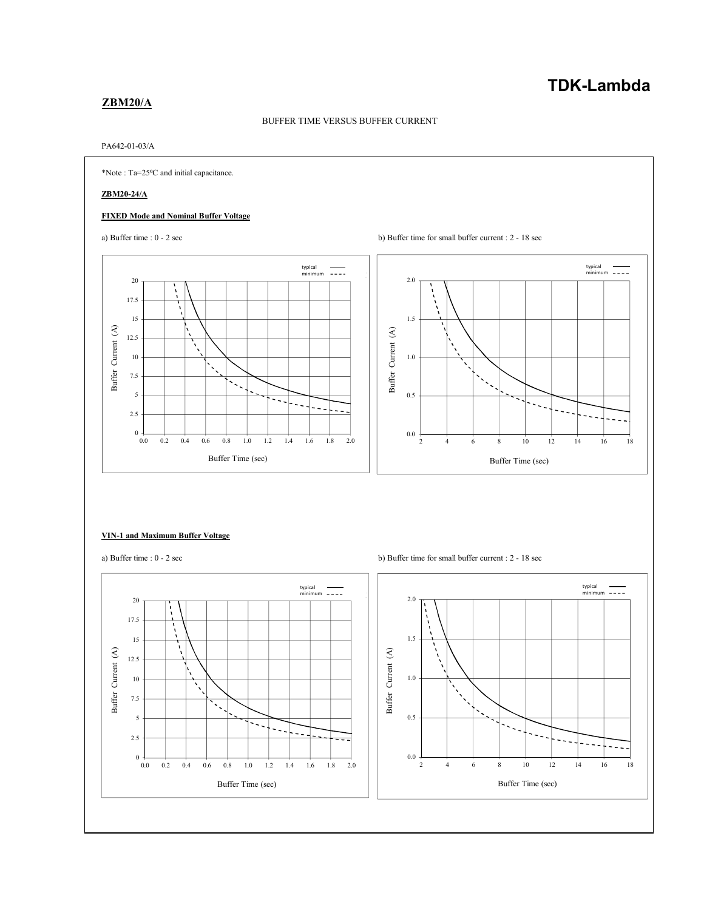## ZBM20/A

BUFFER TIME VERSUS BUFFER CURRENT

PA642-01-03/A

*Note : Ta=25ºC and initial capacitance.

**ZBM20-24/A**

**FIXED Mode and Nominal Buffer Voltage**

a) Buffer time : 0 - 2 sec

b) Buffer time for small buffer current : 2 - 18 sec

**VIN-1 and Maximum Buffer Voltage**

a) Buffer time : 0 - 2 sec

b) Buffer time for small buffer current : 2 - 18 sec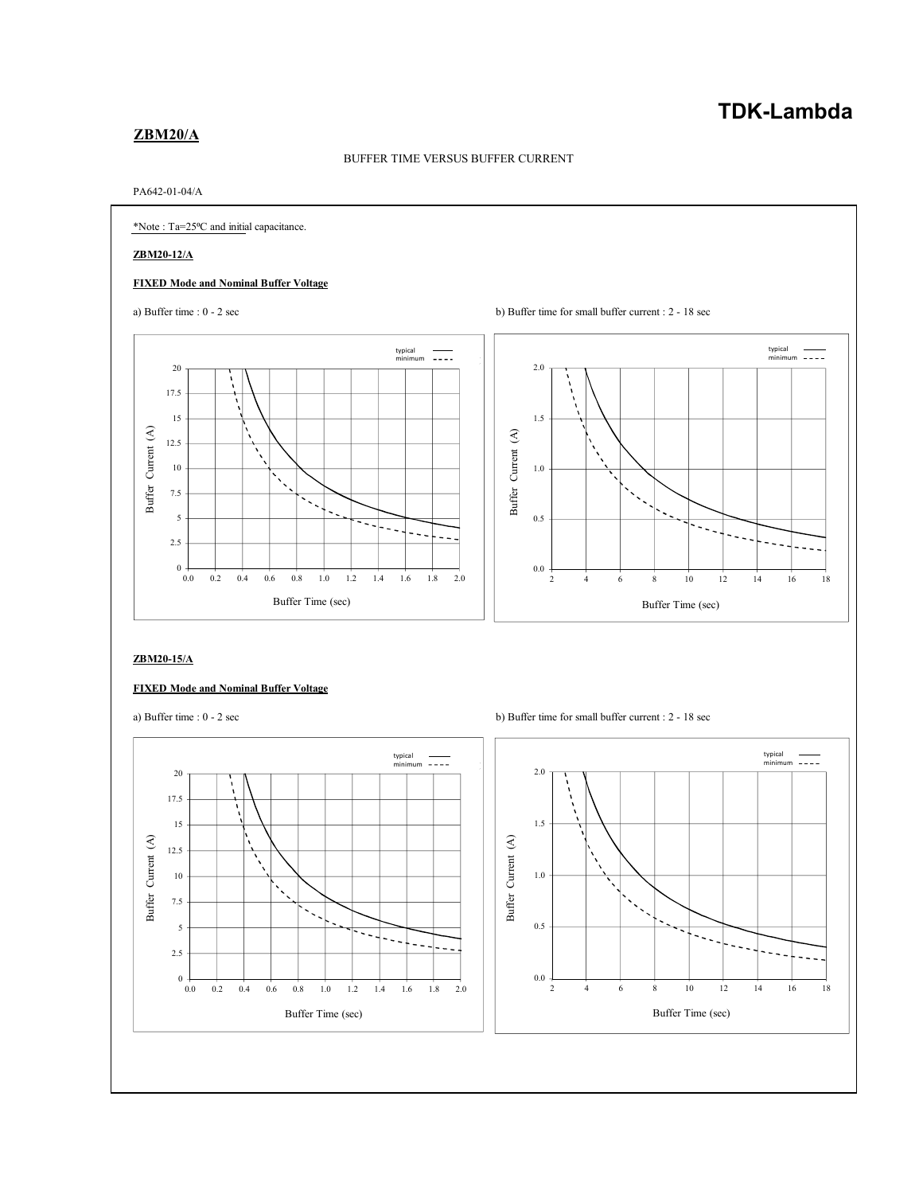## ZBM20/A

BUFFER TIME VERSUS BUFFER CURRENT

PA642-01-04/A

*Note : Ta=25ºC and initial capacitance.

**ZBM20-12/A**

**FIXED Mode and Nominal Buffer Voltage**

a) Buffer time : 0 - 2 sec

typical
minimum

Buffer Current (A)

20
17.5
15
12.5
10
7.5
5
2.5
0

0.0 0.2 0.4 0.6 0.8 1.0 1.2 1.4 1.6 1.8 2.0

Buffer Time (sec)

b) Buffer time for small buffer current : 2 - 18 sec

typical
minimum

Buffer Current (A)

2.0
1.5
1.0
0.5
0.0

2 4 6 8 10 12 14 16 18

Buffer Time (sec)

**ZBM20-15/A**

**FIXED Mode and Nominal Buffer Voltage**

a) Buffer time : 0 - 2 sec

typical
minimum

Buffer Current (A)

20
17.5
15
12.5
10
7.5
5
2.5
0

0.0 0.2 0.4 0.6 0.8 1.0 1.2 1.4 1.6 1.8 2.0

Buffer Time (sec)

b) Buffer time for small buffer current : 2 - 18 sec

typical
minimum

Buffer Current (A)

2.0
1.5
1.0
0.5
0.0

2 4 6 8 10 12 14 16 18

Buffer Time (sec)